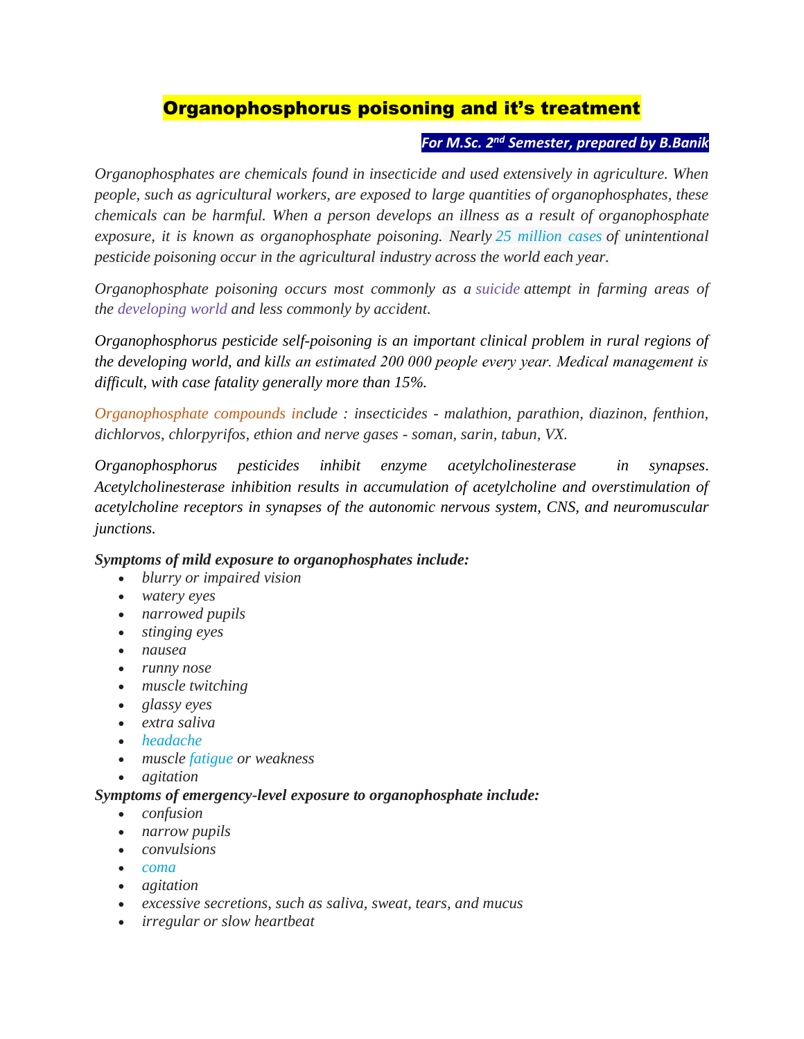# Organophosphorus poisoning and it's treatment

***For M.Sc. 2nd Semester, prepared by B.Banik***

*Organophosphates are chemicals found in insecticide and used extensively in agriculture. When people, such as agricultural workers, are exposed to large quantities of organophosphates, these chemicals can be harmful. When a person develops an illness as a result of organophosphate exposure, it is known as organophosphate poisoning. Nearly 25 million cases of unintentional pesticide poisoning occur in the agricultural industry across the world each year.*

*Organophosphate poisoning occurs most commonly as a suicide attempt in farming areas of the developing world and less commonly by accident.*

*Organophosphorus pesticide self-poisoning is an important clinical problem in rural regions of the developing world, and kills an estimated 200 000 people every year. Medical management is difficult, with case fatality generally more than 15%.*

*Organophosphate compounds include : insecticides - malathion, parathion, diazinon, fenthion, dichlorvos, chlorpyrifos, ethion and nerve gases - soman, sarin, tabun, VX.*

*Organophosphorus pesticides inhibit enzyme acetylcholinesterase in synapses. Acetylcholinesterase inhibition results in accumulation of acetylcholine and overstimulation of acetylcholine receptors in synapses of the autonomic nervous system, CNS, and neuromuscular junctions.*

***Symptoms of mild exposure to organophosphates include:***

- *blurry or impaired vision*
- *watery eyes*
- *narrowed pupils*
- *stinging eyes*
- *nausea*
- *runny nose*
- *muscle twitching*
- *glassy eyes*
- *extra saliva*
- *headache*
- *muscle fatigue or weakness*
- *agitation*

***Symptoms of emergency-level exposure to organophosphate include:***

- *confusion*
- *narrow pupils*
- *convulsions*
- *coma*
- *agitation*
- *excessive secretions, such as saliva, sweat, tears, and mucus*
- *irregular or slow heartbeat*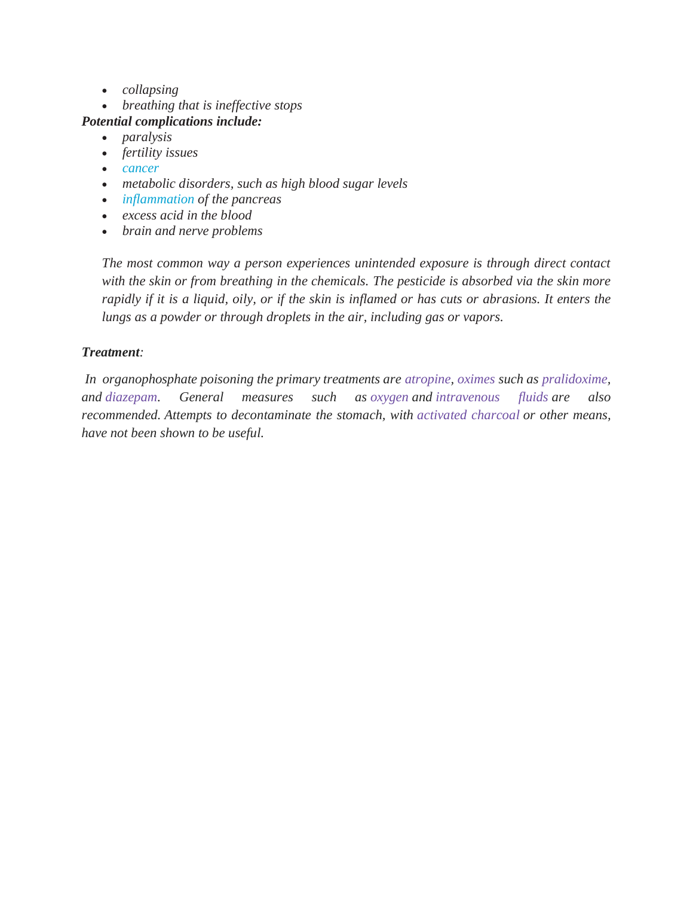- *collapsing*
- *breathing that is ineffective stops*

***Potential complications include:***

- *paralysis*
- *fertility issues*
- *cancer*
- *metabolic disorders, such as high blood sugar levels*
- *inflammation of the pancreas*
- *excess acid in the blood*
- *brain and nerve problems*

*The most common way a person experiences unintended exposure is through direct contact with the skin or from breathing in the chemicals. The pesticide is absorbed via the skin more rapidly if it is a liquid, oily, or if the skin is inflamed or has cuts or abrasions. It enters the lungs as a powder or through droplets in the air, including gas or vapors.*

***Treatment:***

*In organophosphate poisoning the primary treatments are atropine, oximes such as pralidoxime, and diazepam. General measures such as oxygen and intravenous fluids are also recommended. Attempts to decontaminate the stomach, with activated charcoal or other means, have not been shown to be useful.*